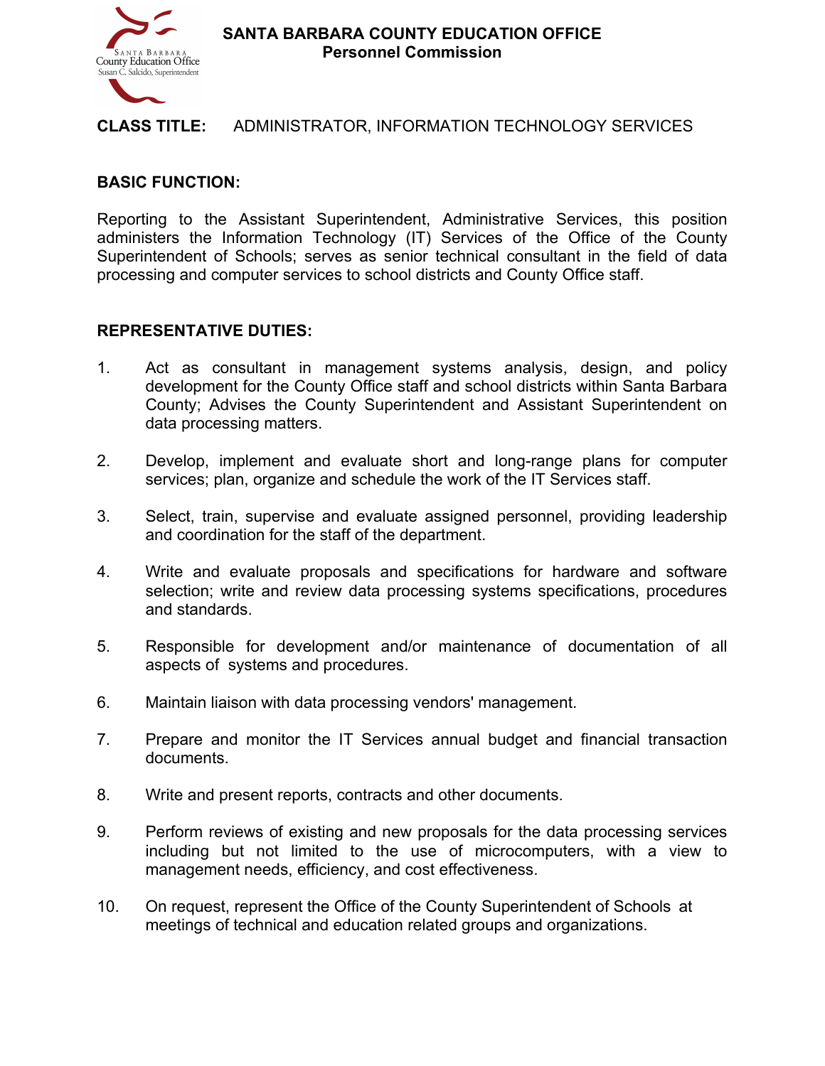# SANTA BARBARA COUNTY EDUCATION OFFICE
## Personnel Commission

**CLASS TITLE:** ADMINISTRATOR, INFORMATION TECHNOLOGY SERVICES

**BASIC FUNCTION:**

Reporting to the Assistant Superintendent, Administrative Services, this position administers the Information Technology (IT) Services of the Office of the County Superintendent of Schools; serves as senior technical consultant in the field of data processing and computer services to school districts and County Office staff.

**REPRESENTATIVE DUTIES:**

1. Act as consultant in management systems analysis, design, and policy development for the County Office staff and school districts within Santa Barbara County; Advises the County Superintendent and Assistant Superintendent on data processing matters.

2. Develop, implement and evaluate short and long-range plans for computer services; plan, organize and schedule the work of the IT Services staff.

3. Select, train, supervise and evaluate assigned personnel, providing leadership and coordination for the staff of the department.

4. Write and evaluate proposals and specifications for hardware and software selection; write and review data processing systems specifications, procedures and standards.

5. Responsible for development and/or maintenance of documentation of all aspects of systems and procedures.

6. Maintain liaison with data processing vendors' management.

7. Prepare and monitor the IT Services annual budget and financial transaction documents.

8. Write and present reports, contracts and other documents.

9. Perform reviews of existing and new proposals for the data processing services including but not limited to the use of microcomputers, with a view to management needs, efficiency, and cost effectiveness.

10. On request, represent the Office of the County Superintendent of Schools at meetings of technical and education related groups and organizations.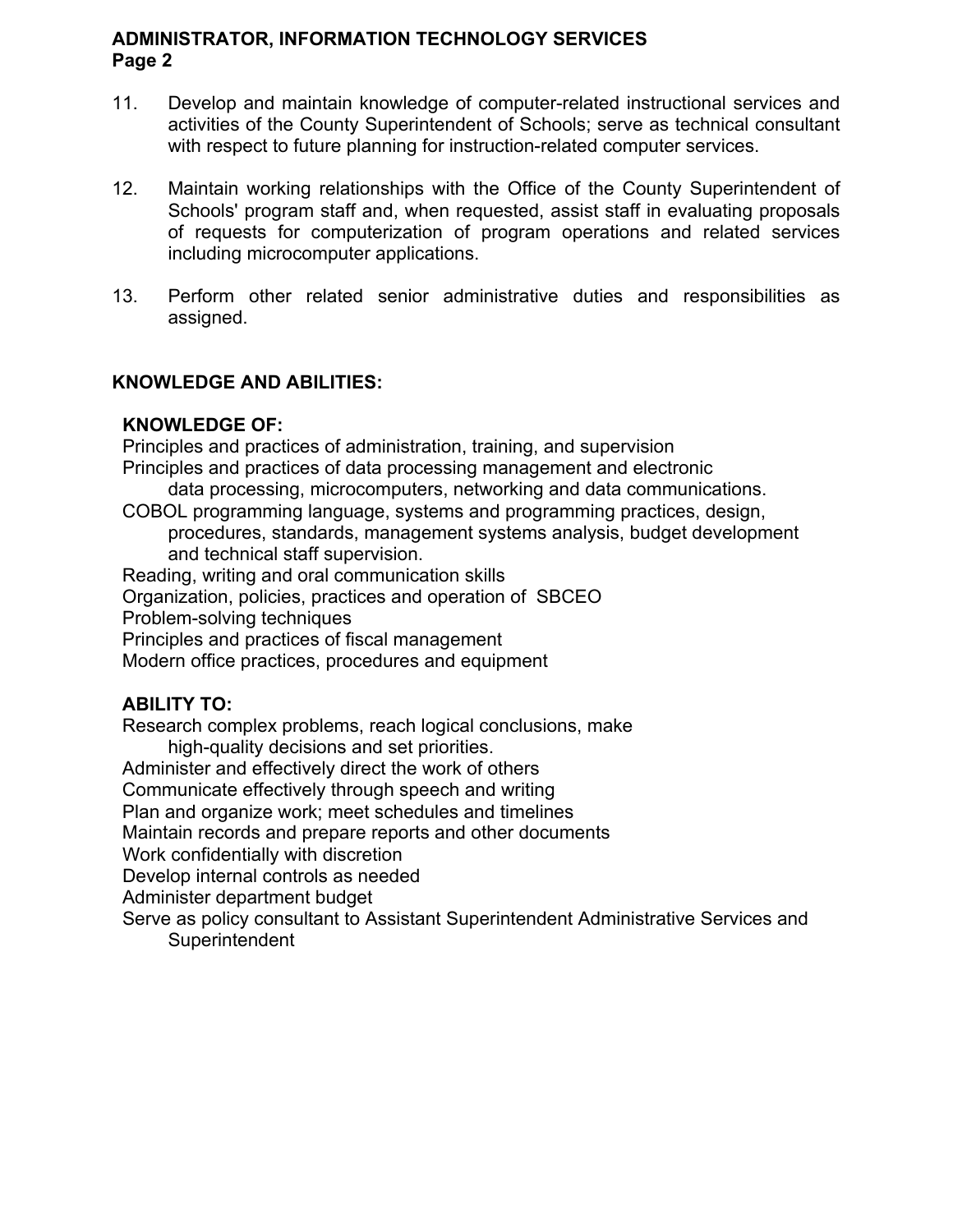11. Develop and maintain knowledge of computer-related instructional services and activities of the County Superintendent of Schools; serve as technical consultant with respect to future planning for instruction-related computer services.

12. Maintain working relationships with the Office of the County Superintendent of Schools' program staff and, when requested, assist staff in evaluating proposals of requests for computerization of program operations and related services including microcomputer applications.

13. Perform other related senior administrative duties and responsibilities as assigned.

## KNOWLEDGE AND ABILITIES:

### KNOWLEDGE OF:

Principles and practices of administration, training, and supervision
Principles and practices of data processing management and electronic data processing, microcomputers, networking and data communications.
COBOL programming language, systems and programming practices, design, procedures, standards, management systems analysis, budget development and technical staff supervision.
Reading, writing and oral communication skills
Organization, policies, practices and operation of SBCEO
Problem-solving techniques
Principles and practices of fiscal management
Modern office practices, procedures and equipment

### ABILITY TO:

Research complex problems, reach logical conclusions, make high-quality decisions and set priorities.
Administer and effectively direct the work of others
Communicate effectively through speech and writing
Plan and organize work; meet schedules and timelines
Maintain records and prepare reports and other documents
Work confidentially with discretion
Develop internal controls as needed
Administer department budget
Serve as policy consultant to Assistant Superintendent Administrative Services and Superintendent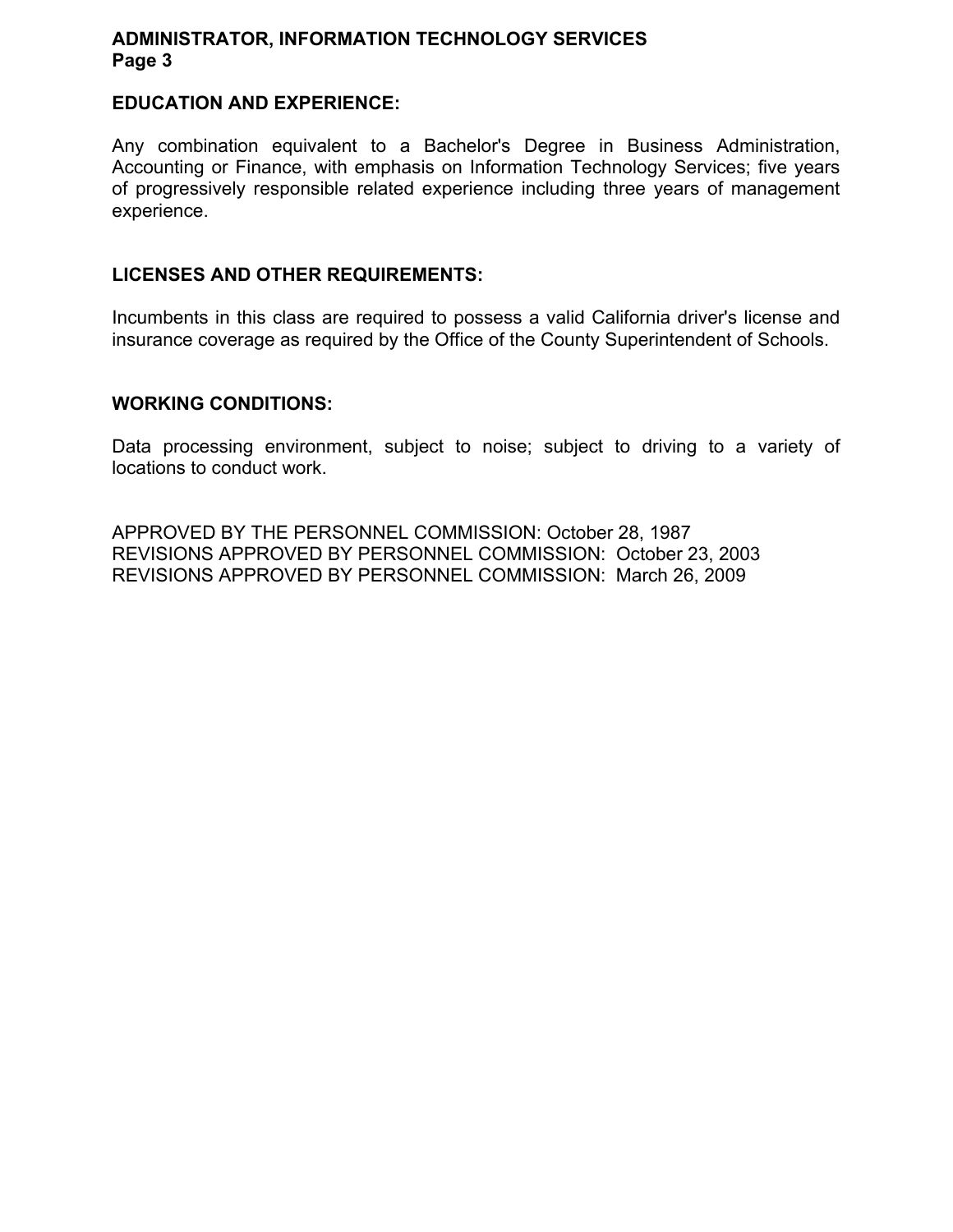## EDUCATION AND EXPERIENCE:

Any combination equivalent to a Bachelor's Degree in Business Administration, Accounting or Finance, with emphasis on Information Technology Services; five years of progressively responsible related experience including three years of management experience.

## LICENSES AND OTHER REQUIREMENTS:

Incumbents in this class are required to possess a valid California driver's license and insurance coverage as required by the Office of the County Superintendent of Schools.

## WORKING CONDITIONS:

Data processing environment, subject to noise; subject to driving to a variety of locations to conduct work.

APPROVED BY THE PERSONNEL COMMISSION: October 28, 1987
REVISIONS APPROVED BY PERSONNEL COMMISSION: October 23, 2003
REVISIONS APPROVED BY PERSONNEL COMMISSION: March 26, 2009